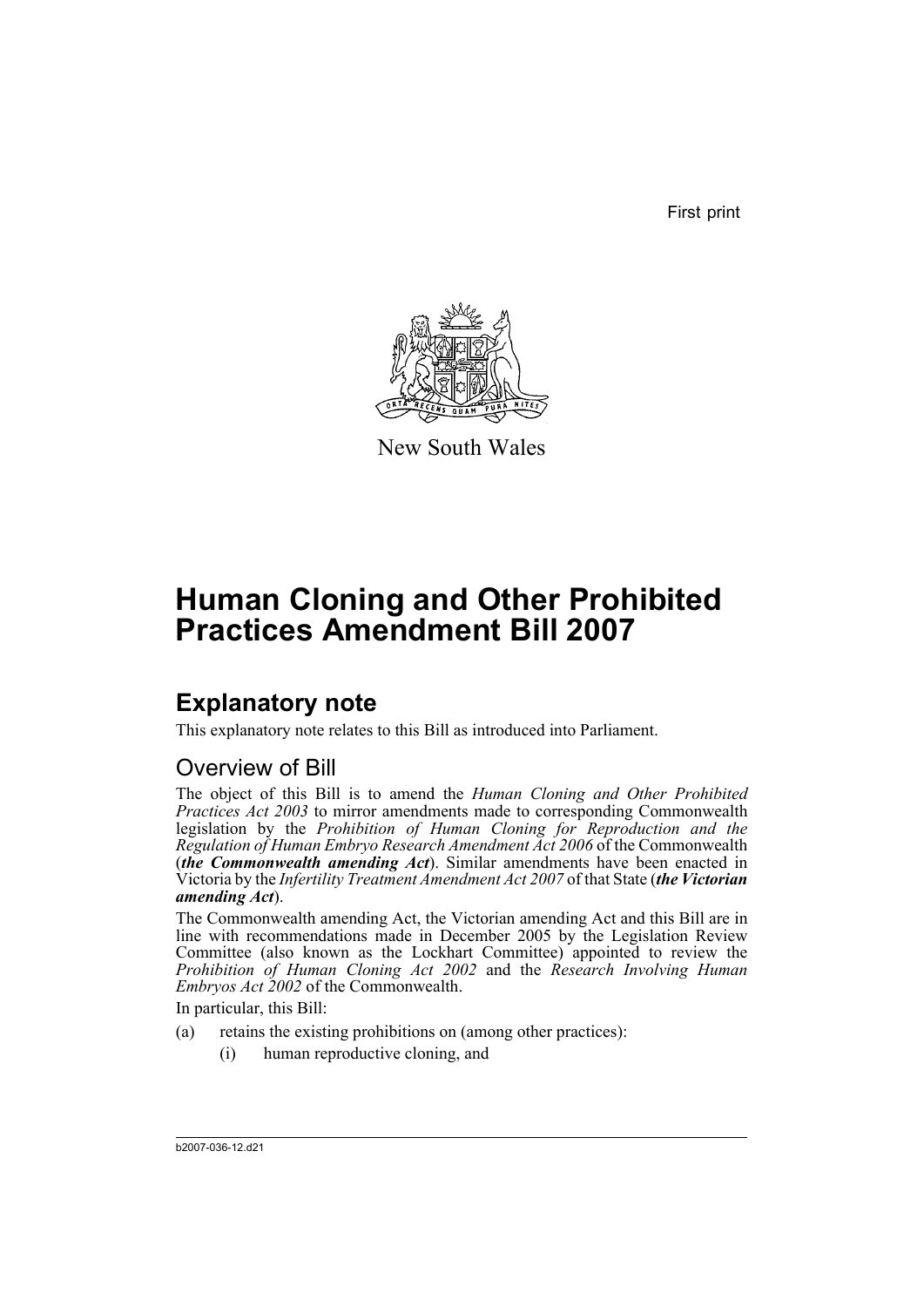First print

New South Wales

# Human Cloning and Other Prohibited Practices Amendment Bill 2007

## Explanatory note

This explanatory note relates to this Bill as introduced into Parliament.

### Overview of Bill

The object of this Bill is to amend the *Human Cloning and Other Prohibited Practices Act 2003* to mirror amendments made to corresponding Commonwealth legislation by the *Prohibition of Human Cloning for Reproduction and the Regulation of Human Embryo Research Amendment Act 2006* of the Commonwealth (***the Commonwealth amending Act***). Similar amendments have been enacted in Victoria by the *Infertility Treatment Amendment Act 2007* of that State (***the Victorian amending Act***).

The Commonwealth amending Act, the Victorian amending Act and this Bill are in line with recommendations made in December 2005 by the Legislation Review Committee (also known as the Lockhart Committee) appointed to review the *Prohibition of Human Cloning Act 2002* and the *Research Involving Human Embryos Act 2002* of the Commonwealth.

In particular, this Bill:

(a) retains the existing prohibitions on (among other practices):

  (i) human reproductive cloning, and

b2007-036-12.d21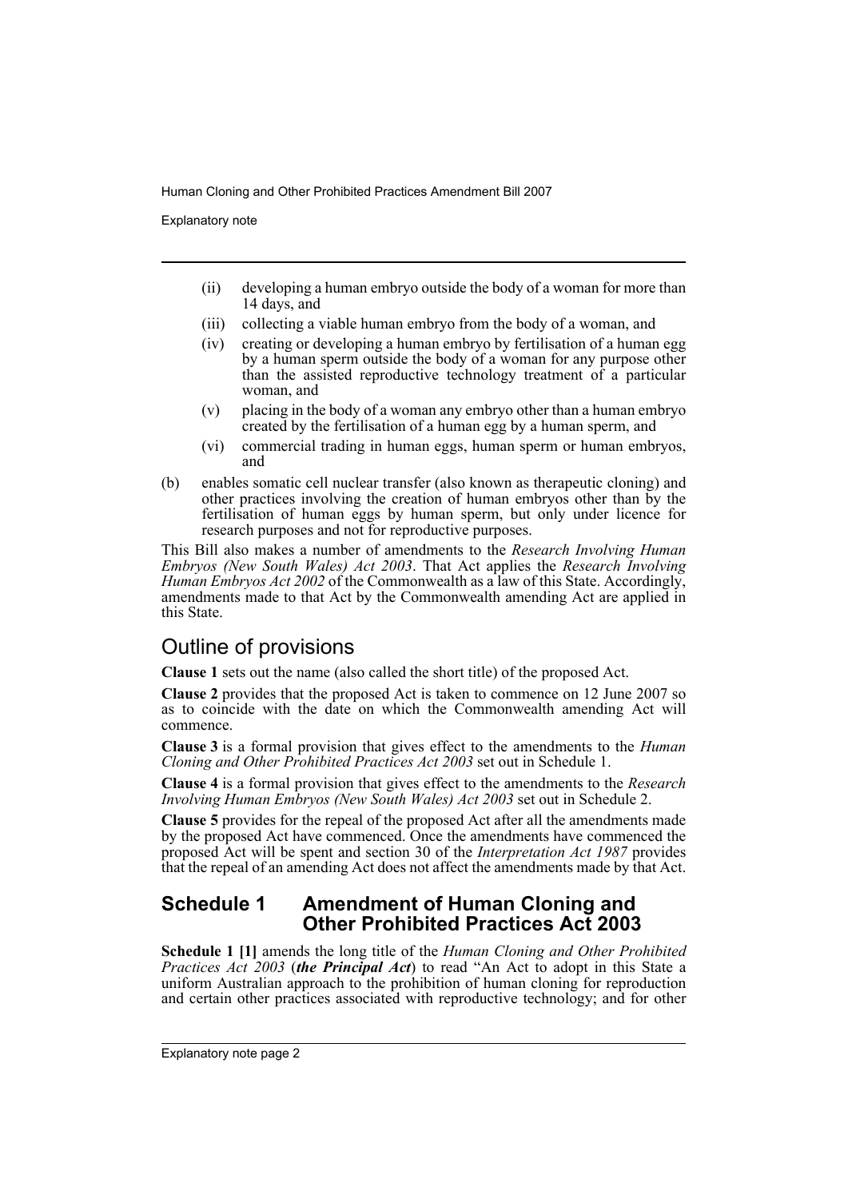- (ii) developing a human embryo outside the body of a woman for more than 14 days, and
- (iii) collecting a viable human embryo from the body of a woman, and
- (iv) creating or developing a human embryo by fertilisation of a human egg by a human sperm outside the body of a woman for any purpose other than the assisted reproductive technology treatment of a particular woman, and
- (v) placing in the body of a woman any embryo other than a human embryo created by the fertilisation of a human egg by a human sperm, and
- (vi) commercial trading in human eggs, human sperm or human embryos, and

(b) enables somatic cell nuclear transfer (also known as therapeutic cloning) and other practices involving the creation of human embryos other than by the fertilisation of human eggs by human sperm, but only under licence for research purposes and not for reproductive purposes.

This Bill also makes a number of amendments to the *Research Involving Human Embryos (New South Wales) Act 2003*. That Act applies the *Research Involving Human Embryos Act 2002* of the Commonwealth as a law of this State. Accordingly, amendments made to that Act by the Commonwealth amending Act are applied in this State.

## Outline of provisions

**Clause 1** sets out the name (also called the short title) of the proposed Act.

**Clause 2** provides that the proposed Act is taken to commence on 12 June 2007 so as to coincide with the date on which the Commonwealth amending Act will commence.

**Clause 3** is a formal provision that gives effect to the amendments to the *Human Cloning and Other Prohibited Practices Act 2003* set out in Schedule 1.

**Clause 4** is a formal provision that gives effect to the amendments to the *Research Involving Human Embryos (New South Wales) Act 2003* set out in Schedule 2.

**Clause 5** provides for the repeal of the proposed Act after all the amendments made by the proposed Act have commenced. Once the amendments have commenced the proposed Act will be spent and section 30 of the *Interpretation Act 1987* provides that the repeal of an amending Act does not affect the amendments made by that Act.

## Schedule 1 Amendment of Human Cloning and Other Prohibited Practices Act 2003

**Schedule 1 [1]** amends the long title of the *Human Cloning and Other Prohibited Practices Act 2003* (***the Principal Act***) to read "An Act to adopt in this State a uniform Australian approach to the prohibition of human cloning for reproduction and certain other practices associated with reproductive technology; and for other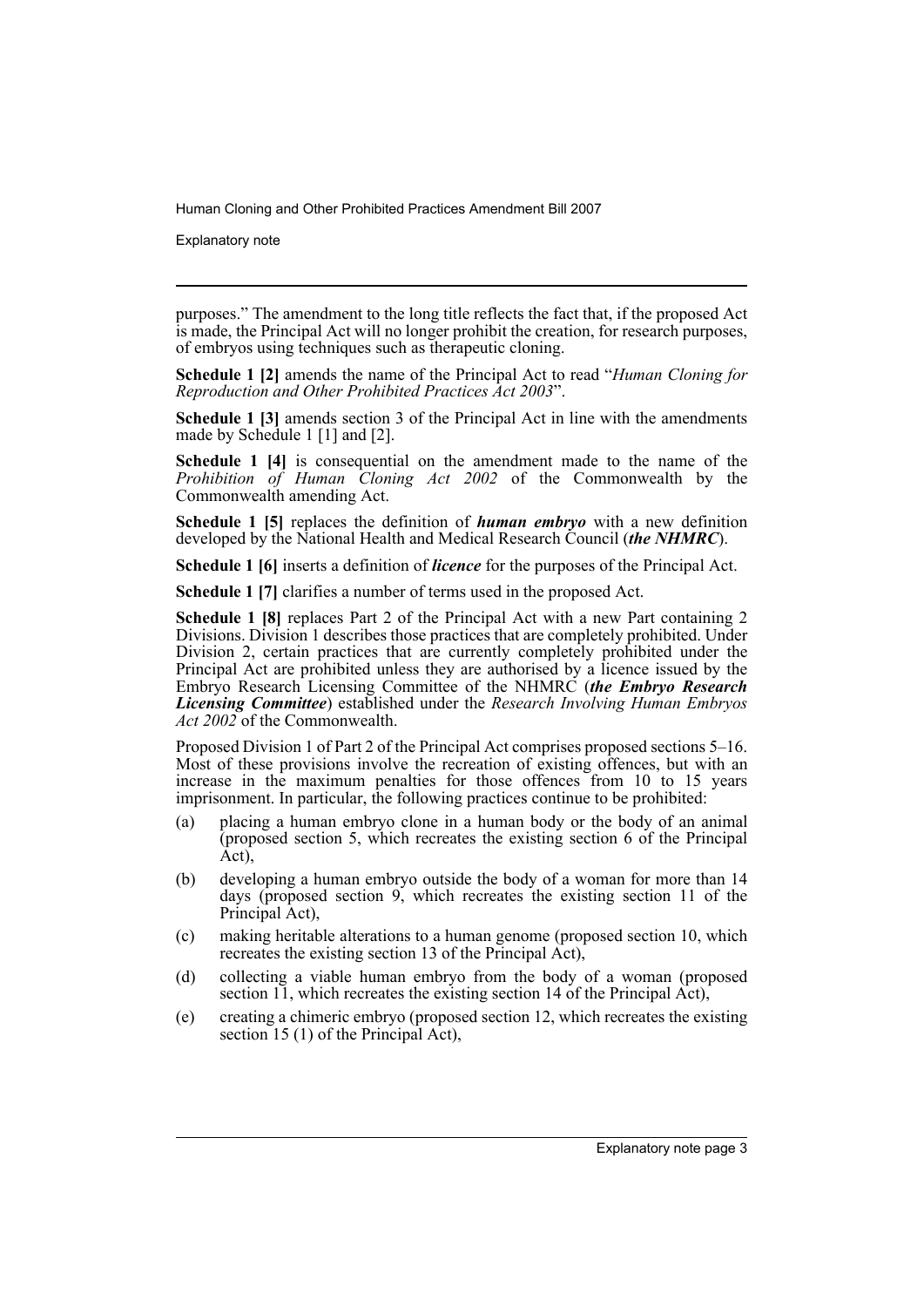purposes." The amendment to the long title reflects the fact that, if the proposed Act is made, the Principal Act will no longer prohibit the creation, for research purposes, of embryos using techniques such as therapeutic cloning.

**Schedule 1 [2]** amends the name of the Principal Act to read "*Human Cloning for Reproduction and Other Prohibited Practices Act 2003*".

**Schedule 1 [3]** amends section 3 of the Principal Act in line with the amendments made by Schedule 1 [1] and [2].

**Schedule 1 [4]** is consequential on the amendment made to the name of the *Prohibition of Human Cloning Act 2002* of the Commonwealth by the Commonwealth amending Act.

**Schedule 1 [5]** replaces the definition of ***human embryo*** with a new definition developed by the National Health and Medical Research Council (***the NHMRC***).

**Schedule 1 [6]** inserts a definition of ***licence*** for the purposes of the Principal Act.

**Schedule 1 [7]** clarifies a number of terms used in the proposed Act.

**Schedule 1 [8]** replaces Part 2 of the Principal Act with a new Part containing 2 Divisions. Division 1 describes those practices that are completely prohibited. Under Division 2, certain practices that are currently completely prohibited under the Principal Act are prohibited unless they are authorised by a licence issued by the Embryo Research Licensing Committee of the NHMRC (***the Embryo Research Licensing Committee***) established under the *Research Involving Human Embryos Act 2002* of the Commonwealth.

Proposed Division 1 of Part 2 of the Principal Act comprises proposed sections 5–16. Most of these provisions involve the recreation of existing offences, but with an increase in the maximum penalties for those offences from 10 to 15 years imprisonment. In particular, the following practices continue to be prohibited:

(a) placing a human embryo clone in a human body or the body of an animal (proposed section 5, which recreates the existing section 6 of the Principal Act),

(b) developing a human embryo outside the body of a woman for more than 14 days (proposed section 9, which recreates the existing section 11 of the Principal Act),

(c) making heritable alterations to a human genome (proposed section 10, which recreates the existing section 13 of the Principal Act),

(d) collecting a viable human embryo from the body of a woman (proposed section 11, which recreates the existing section 14 of the Principal Act),

(e) creating a chimeric embryo (proposed section 12, which recreates the existing section 15 (1) of the Principal Act),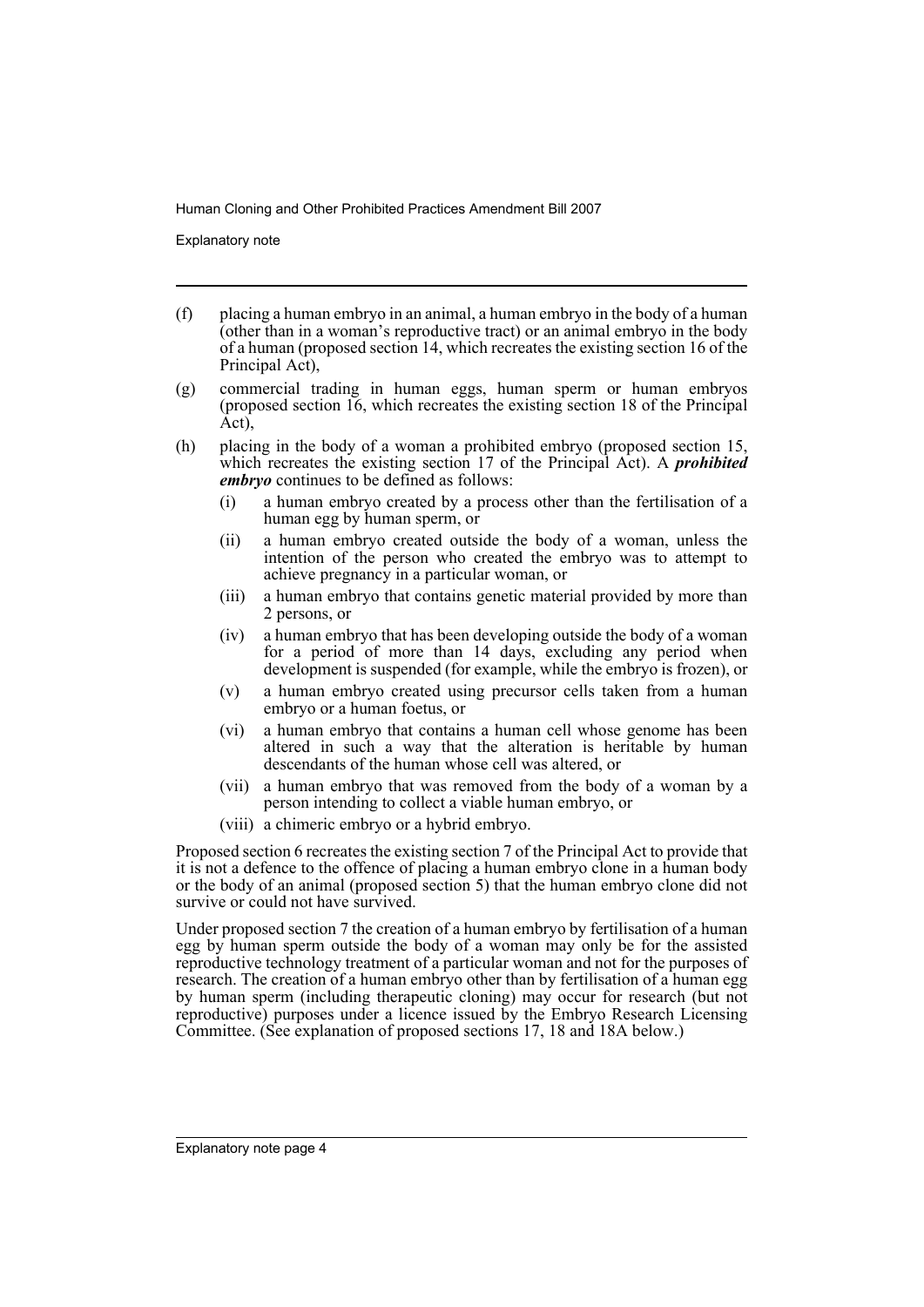(f) placing a human embryo in an animal, a human embryo in the body of a human (other than in a woman's reproductive tract) or an animal embryo in the body of a human (proposed section 14, which recreates the existing section 16 of the Principal Act),

(g) commercial trading in human eggs, human sperm or human embryos (proposed section 16, which recreates the existing section 18 of the Principal Act),

(h) placing in the body of a woman a prohibited embryo (proposed section 15, which recreates the existing section 17 of the Principal Act). A ***prohibited embryo*** continues to be defined as follows:

   (i) a human embryo created by a process other than the fertilisation of a human egg by human sperm, or

   (ii) a human embryo created outside the body of a woman, unless the intention of the person who created the embryo was to attempt to achieve pregnancy in a particular woman, or

   (iii) a human embryo that contains genetic material provided by more than 2 persons, or

   (iv) a human embryo that has been developing outside the body of a woman for a period of more than 14 days, excluding any period when development is suspended (for example, while the embryo is frozen), or

   (v) a human embryo created using precursor cells taken from a human embryo or a human foetus, or

   (vi) a human embryo that contains a human cell whose genome has been altered in such a way that the alteration is heritable by human descendants of the human whose cell was altered, or

   (vii) a human embryo that was removed from the body of a woman by a person intending to collect a viable human embryo, or

   (viii) a chimeric embryo or a hybrid embryo.

Proposed section 6 recreates the existing section 7 of the Principal Act to provide that it is not a defence to the offence of placing a human embryo clone in a human body or the body of an animal (proposed section 5) that the human embryo clone did not survive or could not have survived.

Under proposed section 7 the creation of a human embryo by fertilisation of a human egg by human sperm outside the body of a woman may only be for the assisted reproductive technology treatment of a particular woman and not for the purposes of research. The creation of a human embryo other than by fertilisation of a human egg by human sperm (including therapeutic cloning) may occur for research (but not reproductive) purposes under a licence issued by the Embryo Research Licensing Committee. (See explanation of proposed sections 17, 18 and 18A below.)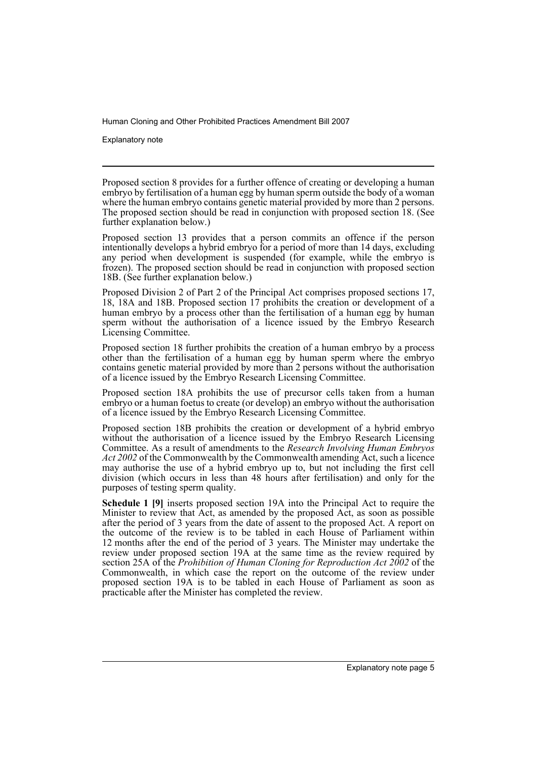Proposed section 8 provides for a further offence of creating or developing a human embryo by fertilisation of a human egg by human sperm outside the body of a woman where the human embryo contains genetic material provided by more than 2 persons. The proposed section should be read in conjunction with proposed section 18. (See further explanation below.)

Proposed section 13 provides that a person commits an offence if the person intentionally develops a hybrid embryo for a period of more than 14 days, excluding any period when development is suspended (for example, while the embryo is frozen). The proposed section should be read in conjunction with proposed section 18B. (See further explanation below.)

Proposed Division 2 of Part 2 of the Principal Act comprises proposed sections 17, 18, 18A and 18B. Proposed section 17 prohibits the creation or development of a human embryo by a process other than the fertilisation of a human egg by human sperm without the authorisation of a licence issued by the Embryo Research Licensing Committee.

Proposed section 18 further prohibits the creation of a human embryo by a process other than the fertilisation of a human egg by human sperm where the embryo contains genetic material provided by more than 2 persons without the authorisation of a licence issued by the Embryo Research Licensing Committee.

Proposed section 18A prohibits the use of precursor cells taken from a human embryo or a human foetus to create (or develop) an embryo without the authorisation of a licence issued by the Embryo Research Licensing Committee.

Proposed section 18B prohibits the creation or development of a hybrid embryo without the authorisation of a licence issued by the Embryo Research Licensing Committee. As a result of amendments to the *Research Involving Human Embryos Act 2002* of the Commonwealth by the Commonwealth amending Act, such a licence may authorise the use of a hybrid embryo up to, but not including the first cell division (which occurs in less than 48 hours after fertilisation) and only for the purposes of testing sperm quality.

**Schedule 1 [9]** inserts proposed section 19A into the Principal Act to require the Minister to review that Act, as amended by the proposed Act, as soon as possible after the period of 3 years from the date of assent to the proposed Act. A report on the outcome of the review is to be tabled in each House of Parliament within 12 months after the end of the period of 3 years. The Minister may undertake the review under proposed section 19A at the same time as the review required by section 25A of the *Prohibition of Human Cloning for Reproduction Act 2002* of the Commonwealth, in which case the report on the outcome of the review under proposed section 19A is to be tabled in each House of Parliament as soon as practicable after the Minister has completed the review.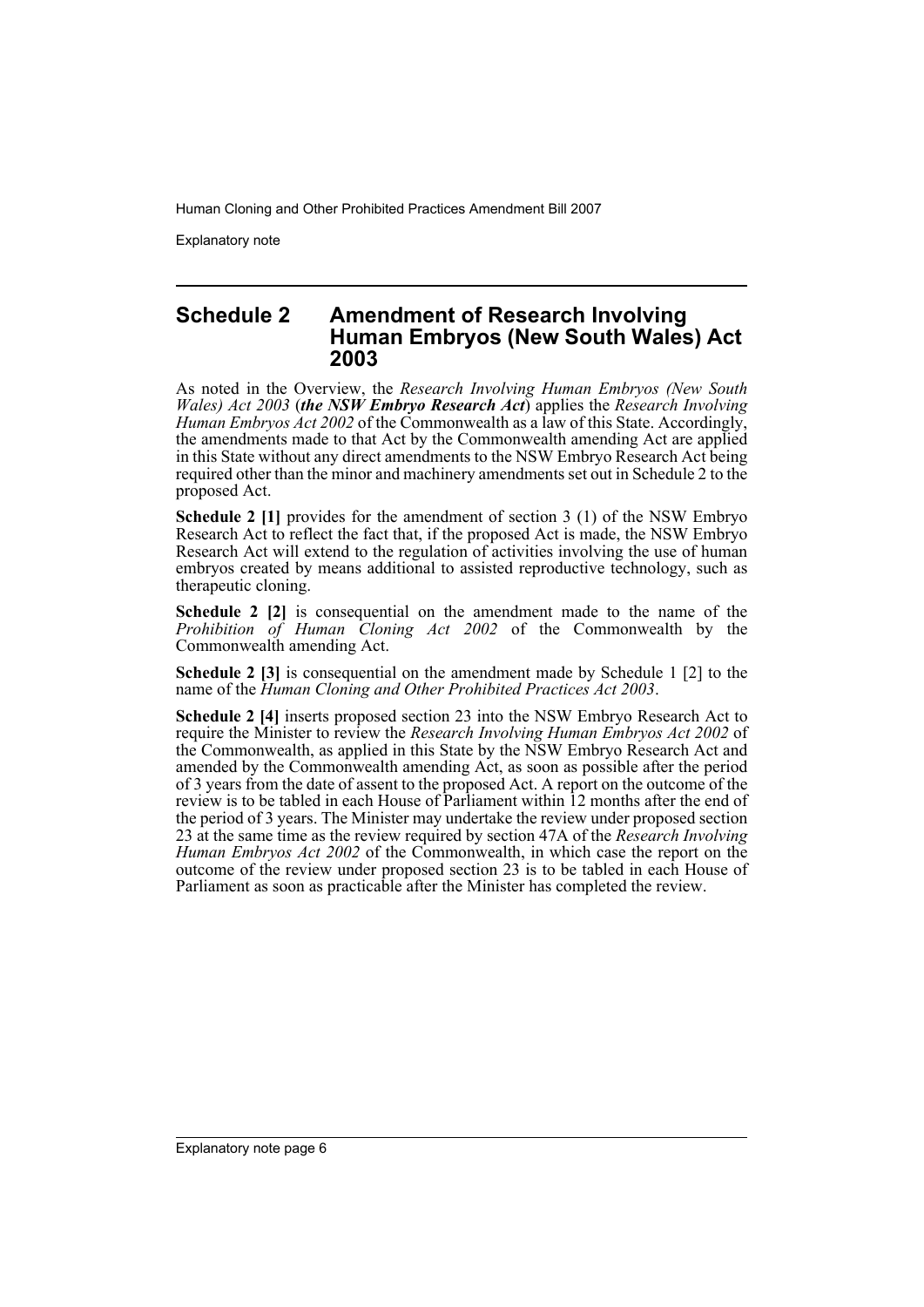## Schedule 2 Amendment of Research Involving Human Embryos (New South Wales) Act 2003

As noted in the Overview, the *Research Involving Human Embryos (New South Wales) Act 2003* (***the NSW Embryo Research Act***) applies the *Research Involving Human Embryos Act 2002* of the Commonwealth as a law of this State. Accordingly, the amendments made to that Act by the Commonwealth amending Act are applied in this State without any direct amendments to the NSW Embryo Research Act being required other than the minor and machinery amendments set out in Schedule 2 to the proposed Act.

**Schedule 2 [1]** provides for the amendment of section 3 (1) of the NSW Embryo Research Act to reflect the fact that, if the proposed Act is made, the NSW Embryo Research Act will extend to the regulation of activities involving the use of human embryos created by means additional to assisted reproductive technology, such as therapeutic cloning.

**Schedule 2 [2]** is consequential on the amendment made to the name of the *Prohibition of Human Cloning Act 2002* of the Commonwealth by the Commonwealth amending Act.

**Schedule 2 [3]** is consequential on the amendment made by Schedule 1 [2] to the name of the *Human Cloning and Other Prohibited Practices Act 2003*.

**Schedule 2 [4]** inserts proposed section 23 into the NSW Embryo Research Act to require the Minister to review the *Research Involving Human Embryos Act 2002* of the Commonwealth, as applied in this State by the NSW Embryo Research Act and amended by the Commonwealth amending Act, as soon as possible after the period of 3 years from the date of assent to the proposed Act. A report on the outcome of the review is to be tabled in each House of Parliament within 12 months after the end of the period of 3 years. The Minister may undertake the review under proposed section 23 at the same time as the review required by section 47A of the *Research Involving Human Embryos Act 2002* of the Commonwealth, in which case the report on the outcome of the review under proposed section 23 is to be tabled in each House of Parliament as soon as practicable after the Minister has completed the review.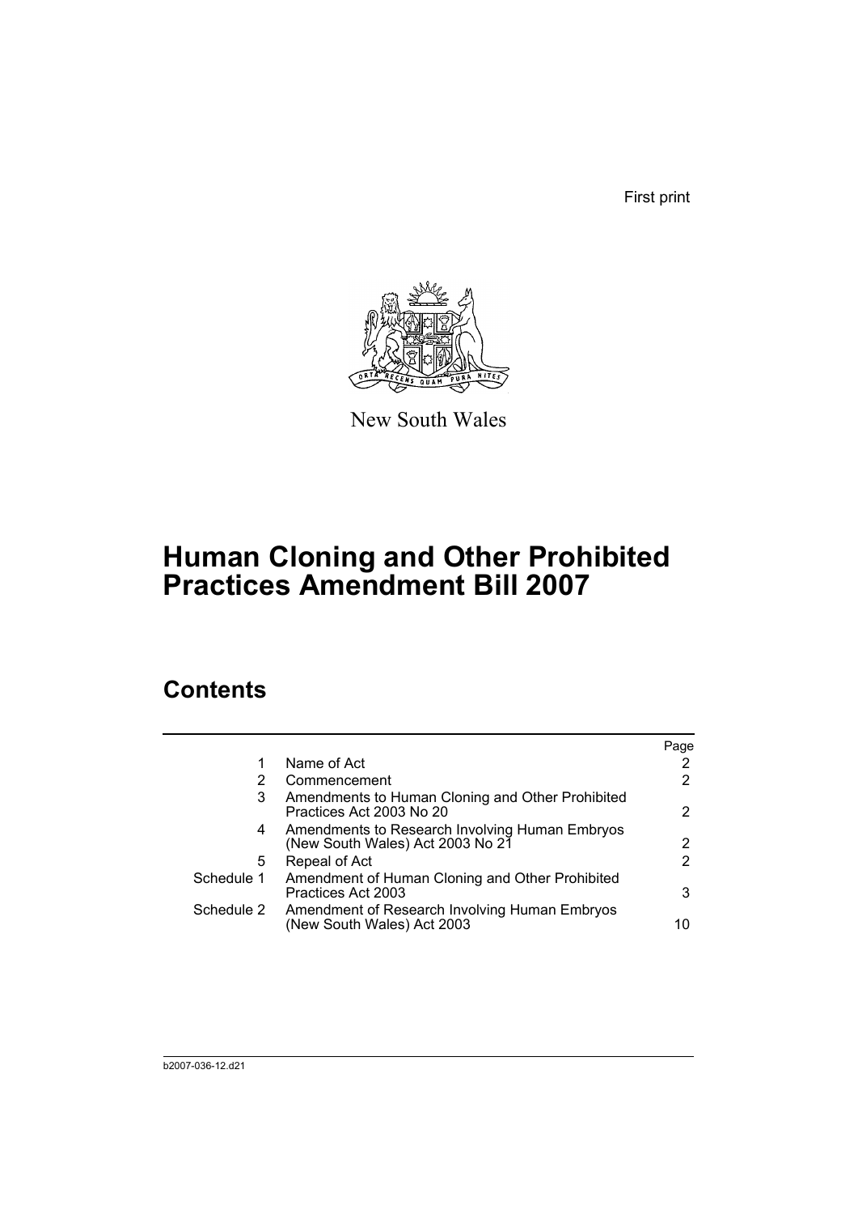First print

New South Wales

# Human Cloning and Other Prohibited Practices Amendment Bill 2007

## Contents

| | | Page |
|---|---|---|
| 1 | Name of Act | 2 |
| 2 | Commencement | 2 |
| 3 | Amendments to Human Cloning and Other Prohibited Practices Act 2003 No 20 | 2 |
| 4 | Amendments to Research Involving Human Embryos (New South Wales) Act 2003 No 21 | 2 |
| 5 | Repeal of Act | 2 |
| Schedule 1 | Amendment of Human Cloning and Other Prohibited Practices Act 2003 | 3 |
| Schedule 2 | Amendment of Research Involving Human Embryos (New South Wales) Act 2003 | 10 |

b2007-036-12.d21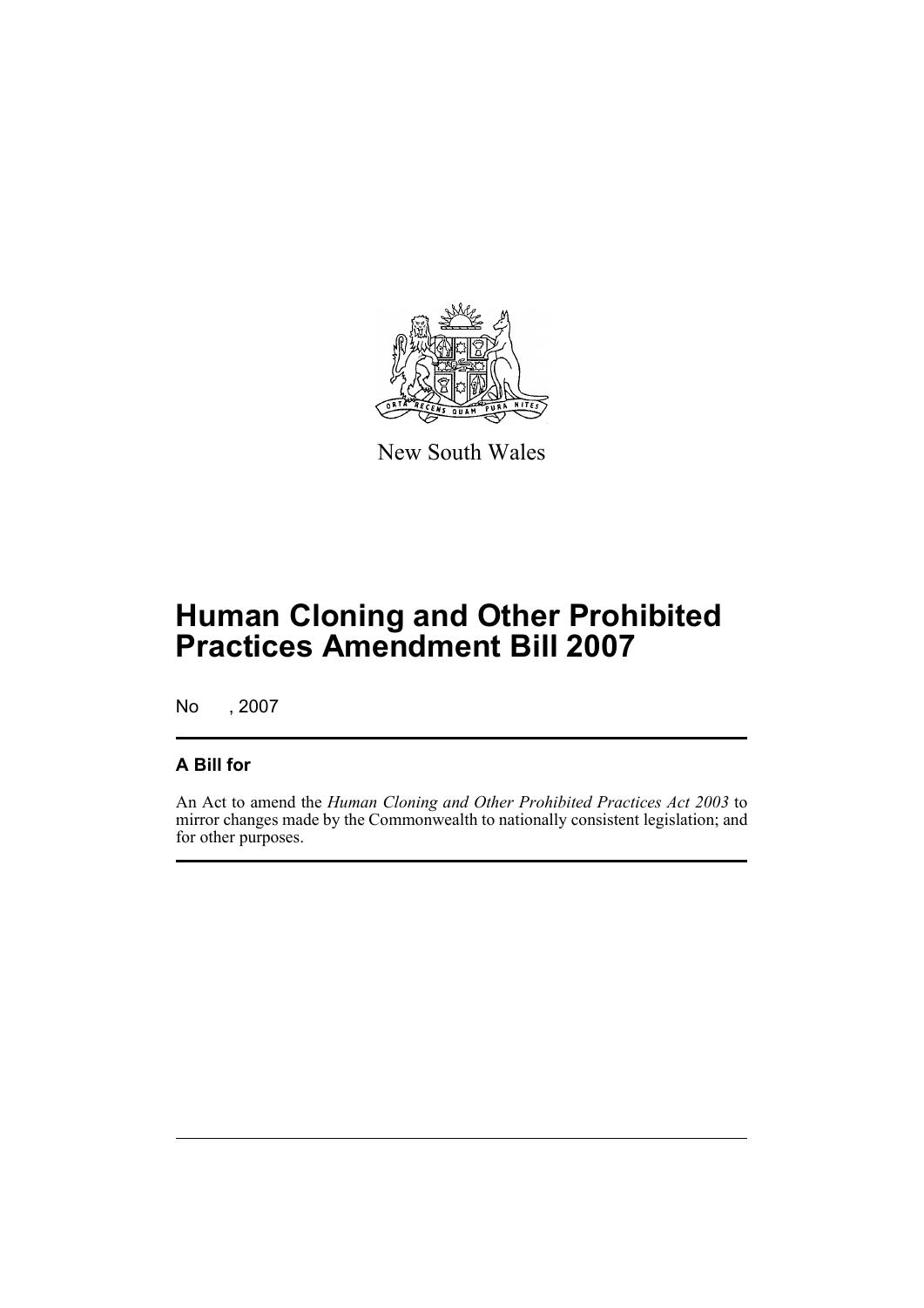New South Wales

# Human Cloning and Other Prohibited Practices Amendment Bill 2007

No , 2007

## A Bill for

An Act to amend the *Human Cloning and Other Prohibited Practices Act 2003* to mirror changes made by the Commonwealth to nationally consistent legislation; and for other purposes.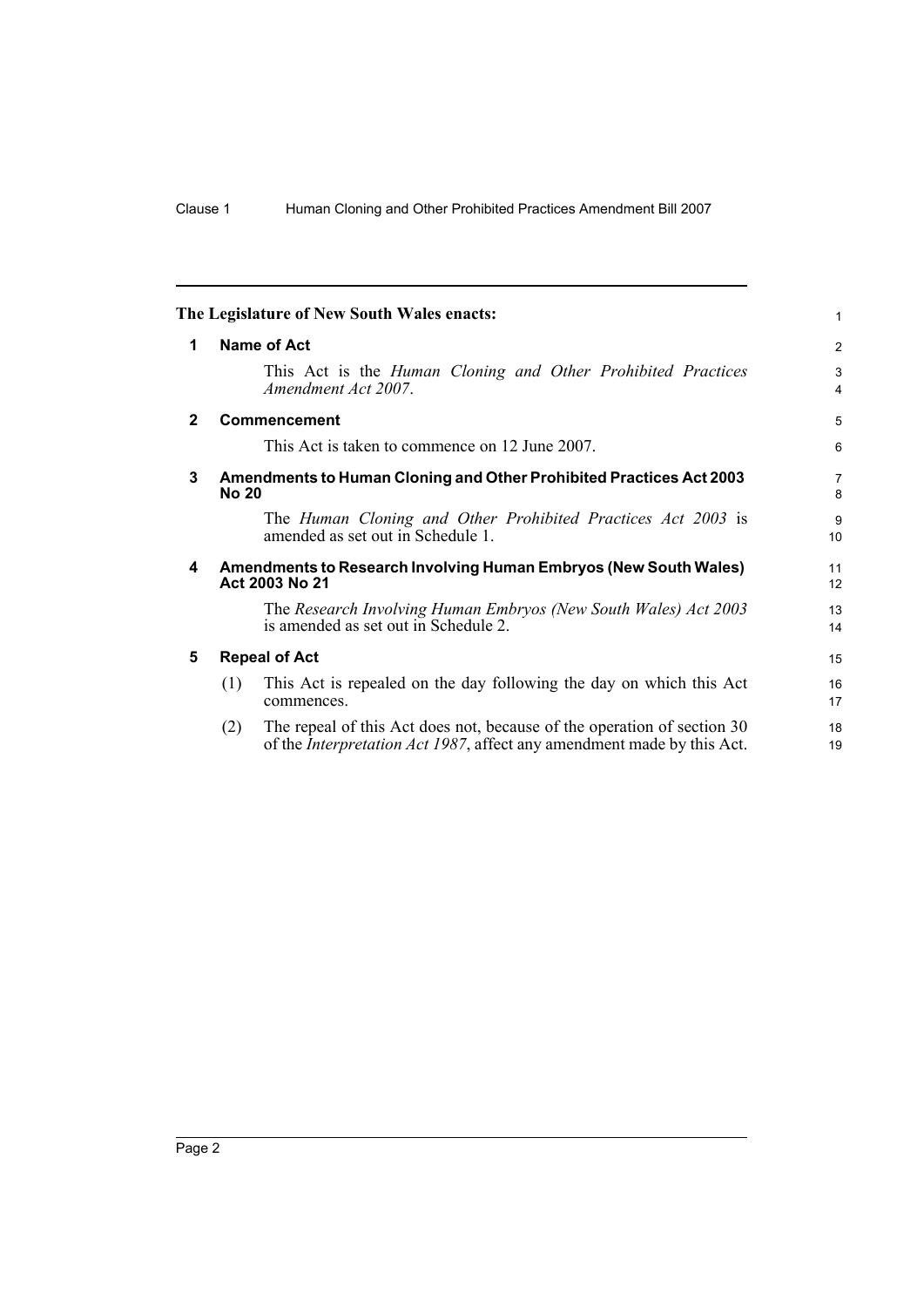**The Legislature of New South Wales enacts:**

## 1 Name of Act

This Act is the *Human Cloning and Other Prohibited Practices Amendment Act 2007*.

## 2 Commencement

This Act is taken to commence on 12 June 2007.

## 3 Amendments to Human Cloning and Other Prohibited Practices Act 2003 No 20

The *Human Cloning and Other Prohibited Practices Act 2003* is amended as set out in Schedule 1.

## 4 Amendments to Research Involving Human Embryos (New South Wales) Act 2003 No 21

The *Research Involving Human Embryos (New South Wales) Act 2003* is amended as set out in Schedule 2.

## 5 Repeal of Act

(1) This Act is repealed on the day following the day on which this Act commences.

(2) The repeal of this Act does not, because of the operation of section 30 of the *Interpretation Act 1987*, affect any amendment made by this Act.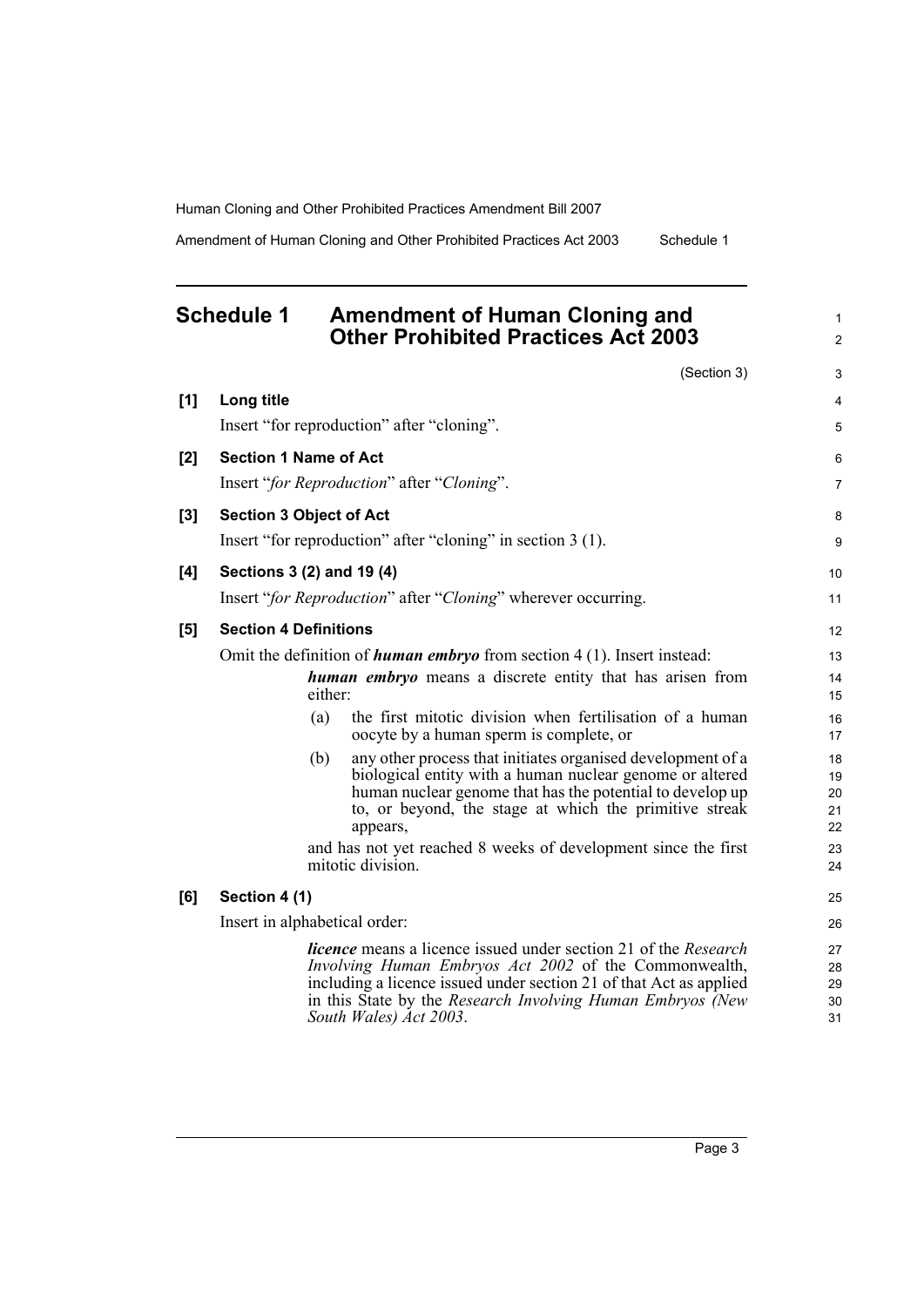# Schedule 1 Amendment of Human Cloning and Other Prohibited Practices Act 2003

(Section 3)

**[1] Long title**

Insert "for reproduction" after "cloning".

**[2] Section 1 Name of Act**

Insert "*for Reproduction*" after "*Cloning*".

**[3] Section 3 Object of Act**

Insert "for reproduction" after "cloning" in section 3 (1).

**[4] Sections 3 (2) and 19 (4)**

Insert "*for Reproduction*" after "*Cloning*" wherever occurring.

**[5] Section 4 Definitions**

Omit the definition of ***human embryo*** from section 4 (1). Insert instead:

> ***human embryo*** means a discrete entity that has arisen from either:
>
> (a) the first mitotic division when fertilisation of a human oocyte by a human sperm is complete, or
>
> (b) any other process that initiates organised development of a biological entity with a human nuclear genome or altered human nuclear genome that has the potential to develop up to, or beyond, the stage at which the primitive streak appears,
>
> and has not yet reached 8 weeks of development since the first mitotic division.

**[6] Section 4 (1)**

Insert in alphabetical order:

> ***licence*** means a licence issued under section 21 of the *Research Involving Human Embryos Act 2002* of the Commonwealth, including a licence issued under section 21 of that Act as applied in this State by the *Research Involving Human Embryos (New South Wales) Act 2003*.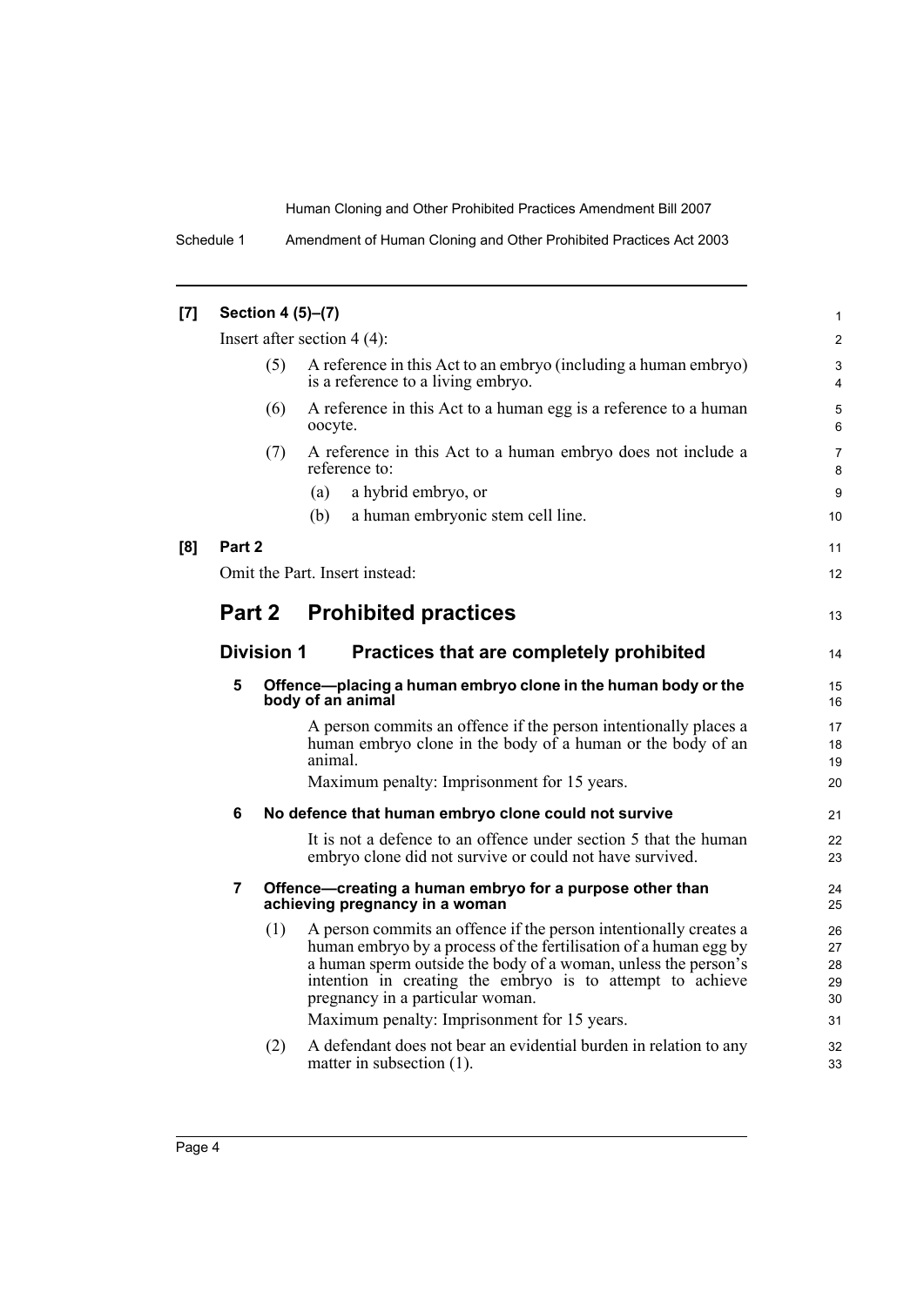**[7] Section 4 (5)–(7)**

Insert after section 4 (4):

(5) A reference in this Act to an embryo (including a human embryo) is a reference to a living embryo.

(6) A reference in this Act to a human egg is a reference to a human oocyte.

(7) A reference in this Act to a human embryo does not include a reference to:

(a) a hybrid embryo, or

(b) a human embryonic stem cell line.

**[8] Part 2**

Omit the Part. Insert instead:

# Part 2 Prohibited practices

## Division 1 Practices that are completely prohibited

### 5 Offence—placing a human embryo clone in the human body or the body of an animal

A person commits an offence if the person intentionally places a human embryo clone in the body of a human or the body of an animal.

Maximum penalty: Imprisonment for 15 years.

### 6 No defence that human embryo clone could not survive

It is not a defence to an offence under section 5 that the human embryo clone did not survive or could not have survived.

### 7 Offence—creating a human embryo for a purpose other than achieving pregnancy in a woman

(1) A person commits an offence if the person intentionally creates a human embryo by a process of the fertilisation of a human egg by a human sperm outside the body of a woman, unless the person's intention in creating the embryo is to attempt to achieve pregnancy in a particular woman.

Maximum penalty: Imprisonment for 15 years.

(2) A defendant does not bear an evidential burden in relation to any matter in subsection (1).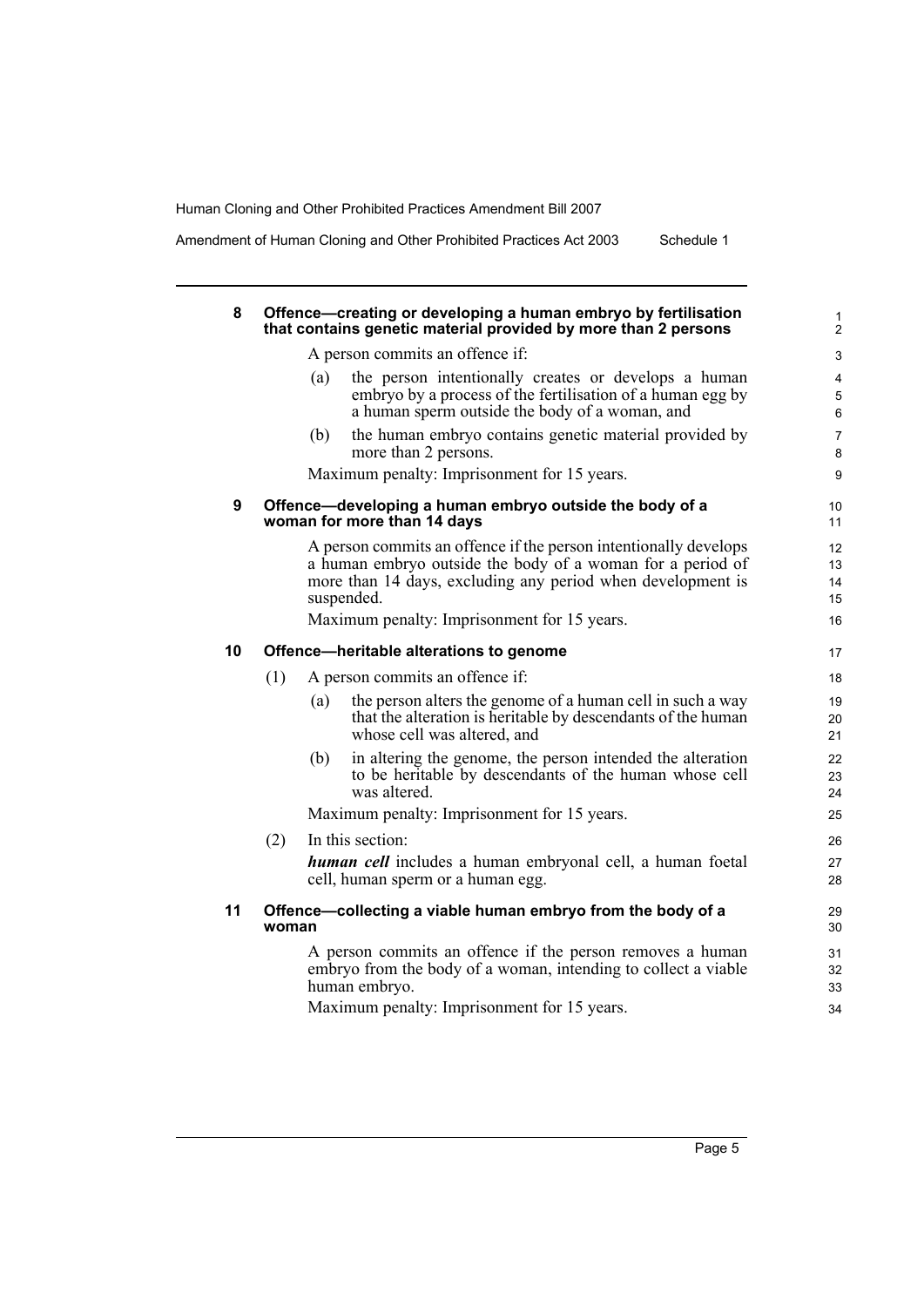### 8 Offence—creating or developing a human embryo by fertilisation that contains genetic material provided by more than 2 persons

A person commits an offence if:

(a) the person intentionally creates or develops a human embryo by a process of the fertilisation of a human egg by a human sperm outside the body of a woman, and

(b) the human embryo contains genetic material provided by more than 2 persons.

Maximum penalty: Imprisonment for 15 years.

### 9 Offence—developing a human embryo outside the body of a woman for more than 14 days

A person commits an offence if the person intentionally develops a human embryo outside the body of a woman for a period of more than 14 days, excluding any period when development is suspended.

Maximum penalty: Imprisonment for 15 years.

### 10 Offence—heritable alterations to genome

(1) A person commits an offence if:

(a) the person alters the genome of a human cell in such a way that the alteration is heritable by descendants of the human whose cell was altered, and

(b) in altering the genome, the person intended the alteration to be heritable by descendants of the human whose cell was altered.

Maximum penalty: Imprisonment for 15 years.

(2) In this section:

***human cell*** includes a human embryonal cell, a human foetal cell, human sperm or a human egg.

### 11 Offence—collecting a viable human embryo from the body of a woman

A person commits an offence if the person removes a human embryo from the body of a woman, intending to collect a viable human embryo.

Maximum penalty: Imprisonment for 15 years.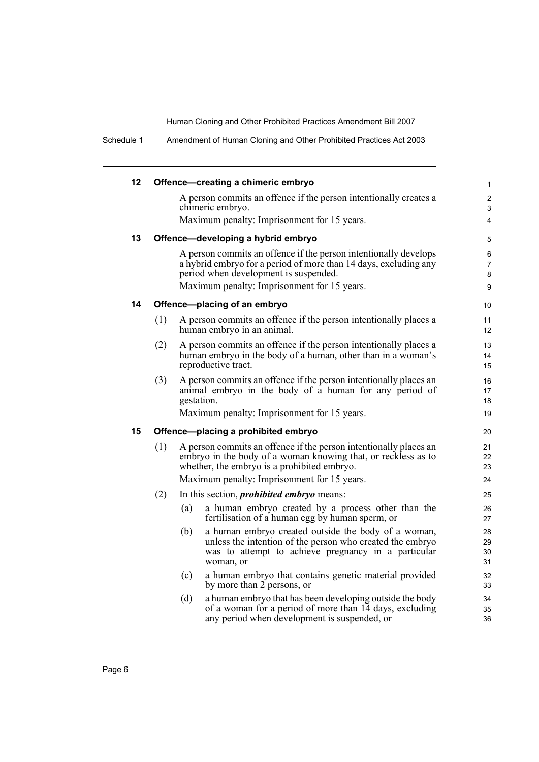**12 Offence—creating a chimeric embryo**

A person commits an offence if the person intentionally creates a chimeric embryo.

Maximum penalty: Imprisonment for 15 years.

**13 Offence—developing a hybrid embryo**

A person commits an offence if the person intentionally develops a hybrid embryo for a period of more than 14 days, excluding any period when development is suspended.

Maximum penalty: Imprisonment for 15 years.

**14 Offence—placing of an embryo**

(1) A person commits an offence if the person intentionally places a human embryo in an animal.

(2) A person commits an offence if the person intentionally places a human embryo in the body of a human, other than in a woman's reproductive tract.

(3) A person commits an offence if the person intentionally places an animal embryo in the body of a human for any period of gestation.

Maximum penalty: Imprisonment for 15 years.

**15 Offence—placing a prohibited embryo**

(1) A person commits an offence if the person intentionally places an embryo in the body of a woman knowing that, or reckless as to whether, the embryo is a prohibited embryo.

Maximum penalty: Imprisonment for 15 years.

(2) In this section, ***prohibited embryo*** means:

(a) a human embryo created by a process other than the fertilisation of a human egg by human sperm, or

(b) a human embryo created outside the body of a woman, unless the intention of the person who created the embryo was to attempt to achieve pregnancy in a particular woman, or

(c) a human embryo that contains genetic material provided by more than 2 persons, or

(d) a human embryo that has been developing outside the body of a woman for a period of more than 14 days, excluding any period when development is suspended, or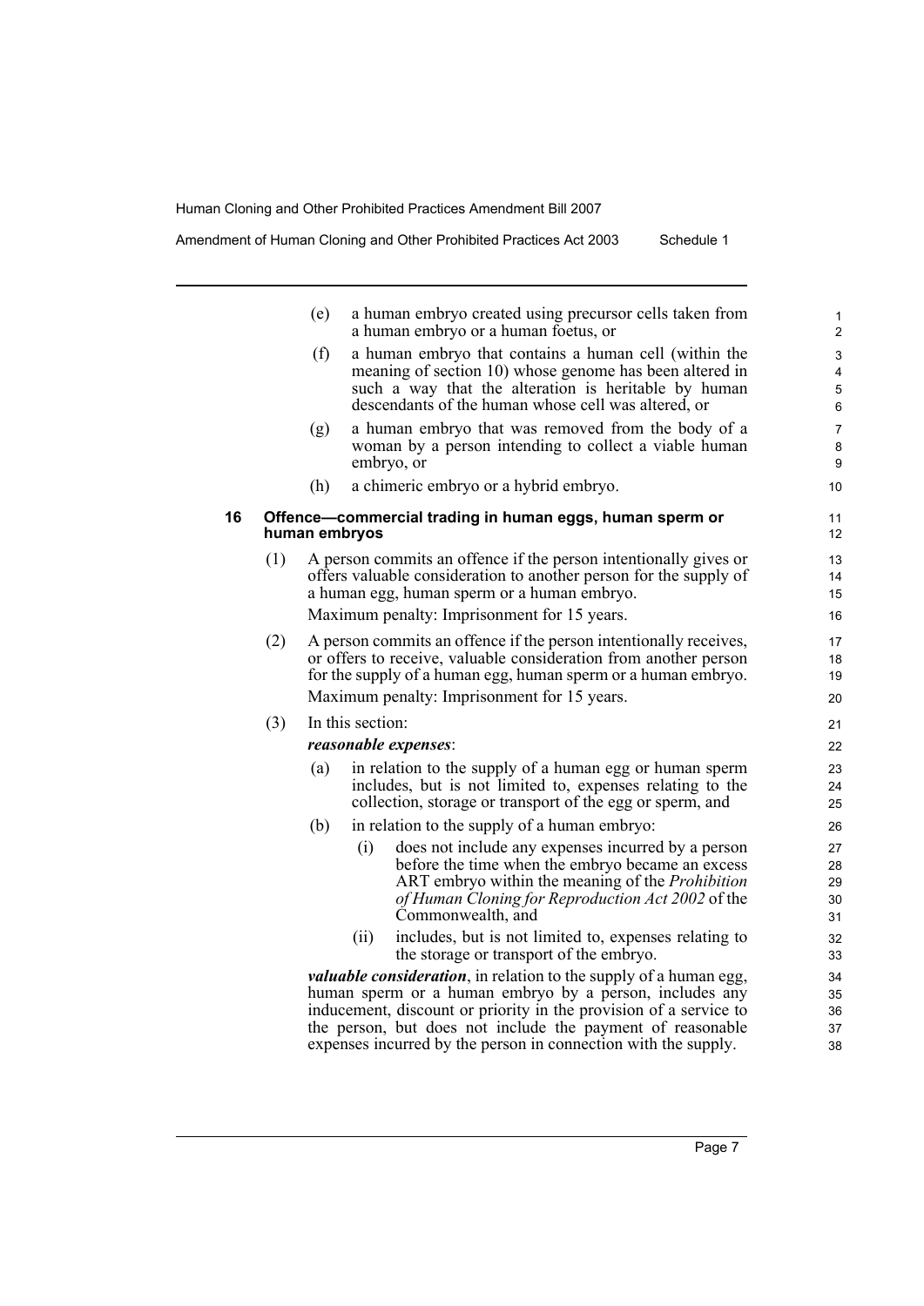(e) a human embryo created using precursor cells taken from a human embryo or a human foetus, or

(f) a human embryo that contains a human cell (within the meaning of section 10) whose genome has been altered in such a way that the alteration is heritable by human descendants of the human whose cell was altered, or

(g) a human embryo that was removed from the body of a woman by a person intending to collect a viable human embryo, or

(h) a chimeric embryo or a hybrid embryo.

### 16 Offence—commercial trading in human eggs, human sperm or human embryos

(1) A person commits an offence if the person intentionally gives or offers valuable consideration to another person for the supply of a human egg, human sperm or a human embryo.

Maximum penalty: Imprisonment for 15 years.

(2) A person commits an offence if the person intentionally receives, or offers to receive, valuable consideration from another person for the supply of a human egg, human sperm or a human embryo.

Maximum penalty: Imprisonment for 15 years.

(3) In this section:

***reasonable expenses***:

(a) in relation to the supply of a human egg or human sperm includes, but is not limited to, expenses relating to the collection, storage or transport of the egg or sperm, and

(b) in relation to the supply of a human embryo:

(i) does not include any expenses incurred by a person before the time when the embryo became an excess ART embryo within the meaning of the *Prohibition of Human Cloning for Reproduction Act 2002* of the Commonwealth, and

(ii) includes, but is not limited to, expenses relating to the storage or transport of the embryo.

***valuable consideration***, in relation to the supply of a human egg, human sperm or a human embryo by a person, includes any inducement, discount or priority in the provision of a service to the person, but does not include the payment of reasonable expenses incurred by the person in connection with the supply.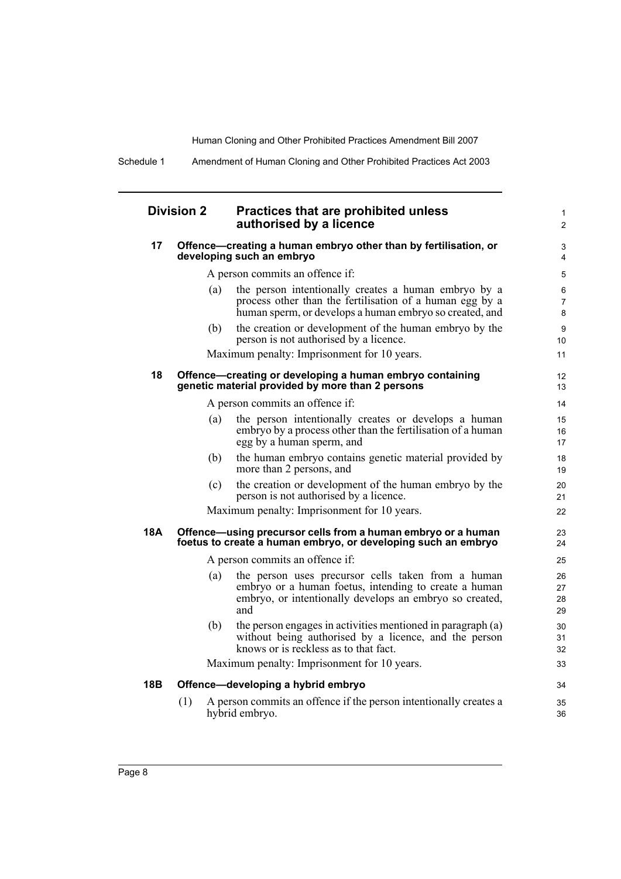## Division 2 Practices that are prohibited unless authorised by a licence

### 17 Offence—creating a human embryo other than by fertilisation, or developing such an embryo

A person commits an offence if:

(a) the person intentionally creates a human embryo by a process other than the fertilisation of a human egg by a human sperm, or develops a human embryo so created, and

(b) the creation or development of the human embryo by the person is not authorised by a licence.

Maximum penalty: Imprisonment for 10 years.

### 18 Offence—creating or developing a human embryo containing genetic material provided by more than 2 persons

A person commits an offence if:

(a) the person intentionally creates or develops a human embryo by a process other than the fertilisation of a human egg by a human sperm, and

(b) the human embryo contains genetic material provided by more than 2 persons, and

(c) the creation or development of the human embryo by the person is not authorised by a licence.

Maximum penalty: Imprisonment for 10 years.

### 18A Offence—using precursor cells from a human embryo or a human foetus to create a human embryo, or developing such an embryo

A person commits an offence if:

(a) the person uses precursor cells taken from a human embryo or a human foetus, intending to create a human embryo, or intentionally develops an embryo so created, and

(b) the person engages in activities mentioned in paragraph (a) without being authorised by a licence, and the person knows or is reckless as to that fact.

Maximum penalty: Imprisonment for 10 years.

### 18B Offence—developing a hybrid embryo

(1) A person commits an offence if the person intentionally creates a hybrid embryo.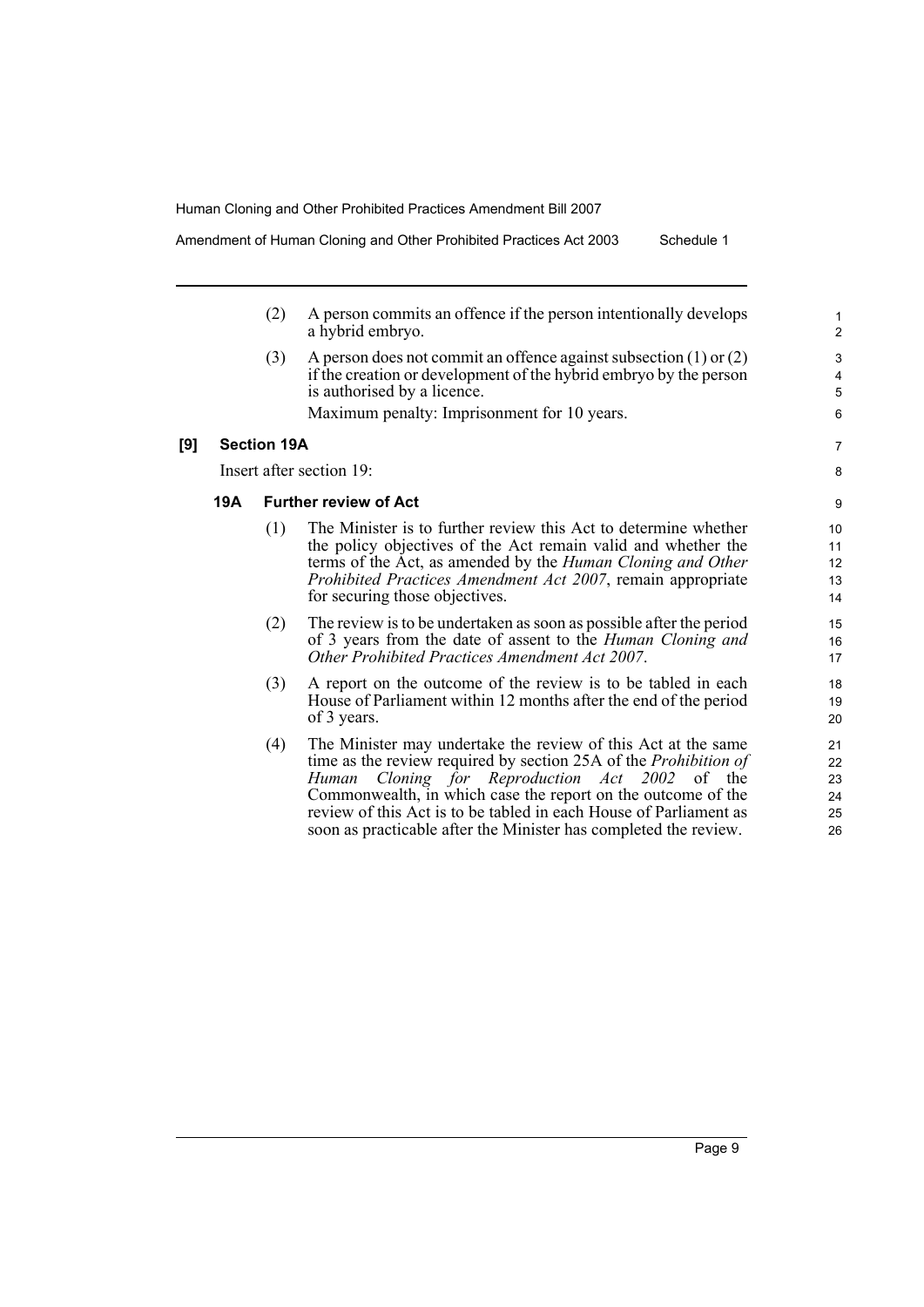(2) A person commits an offence if the person intentionally develops a hybrid embryo.

(3) A person does not commit an offence against subsection (1) or (2) if the creation or development of the hybrid embryo by the person is authorised by a licence.

Maximum penalty: Imprisonment for 10 years.

**[9] Section 19A**

Insert after section 19:

**19A Further review of Act**

(1) The Minister is to further review this Act to determine whether the policy objectives of the Act remain valid and whether the terms of the Act, as amended by the *Human Cloning and Other Prohibited Practices Amendment Act 2007*, remain appropriate for securing those objectives.

(2) The review is to be undertaken as soon as possible after the period of 3 years from the date of assent to the *Human Cloning and Other Prohibited Practices Amendment Act 2007*.

(3) A report on the outcome of the review is to be tabled in each House of Parliament within 12 months after the end of the period of 3 years.

(4) The Minister may undertake the review of this Act at the same time as the review required by section 25A of the *Prohibition of Human Cloning for Reproduction Act 2002* of the Commonwealth, in which case the report on the outcome of the review of this Act is to be tabled in each House of Parliament as soon as practicable after the Minister has completed the review.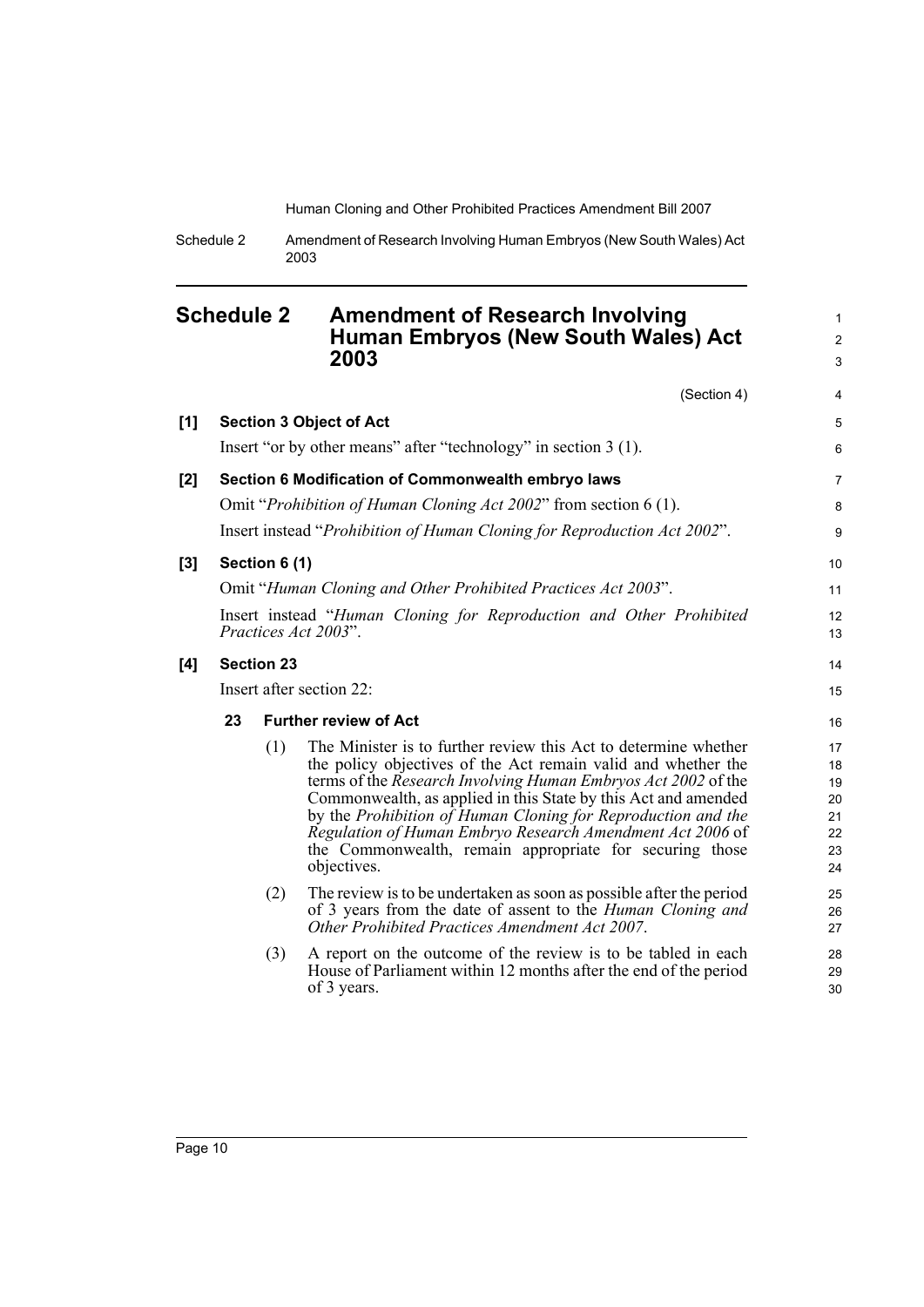## Schedule 2 Amendment of Research Involving Human Embryos (New South Wales) Act 2003

(Section 4)

**[1] Section 3 Object of Act**

Insert "or by other means" after "technology" in section 3 (1).

**[2] Section 6 Modification of Commonwealth embryo laws**

Omit "*Prohibition of Human Cloning Act 2002*" from section 6 (1).

Insert instead "*Prohibition of Human Cloning for Reproduction Act 2002*".

**[3] Section 6 (1)**

Omit "*Human Cloning and Other Prohibited Practices Act 2003*".

Insert instead "*Human Cloning for Reproduction and Other Prohibited Practices Act 2003*".

**[4] Section 23**

Insert after section 22:

**23 Further review of Act**

(1) The Minister is to further review this Act to determine whether the policy objectives of the Act remain valid and whether the terms of the *Research Involving Human Embryos Act 2002* of the Commonwealth, as applied in this State by this Act and amended by the *Prohibition of Human Cloning for Reproduction and the Regulation of Human Embryo Research Amendment Act 2006* of the Commonwealth, remain appropriate for securing those objectives.

(2) The review is to be undertaken as soon as possible after the period of 3 years from the date of assent to the *Human Cloning and Other Prohibited Practices Amendment Act 2007*.

(3) A report on the outcome of the review is to be tabled in each House of Parliament within 12 months after the end of the period of 3 years.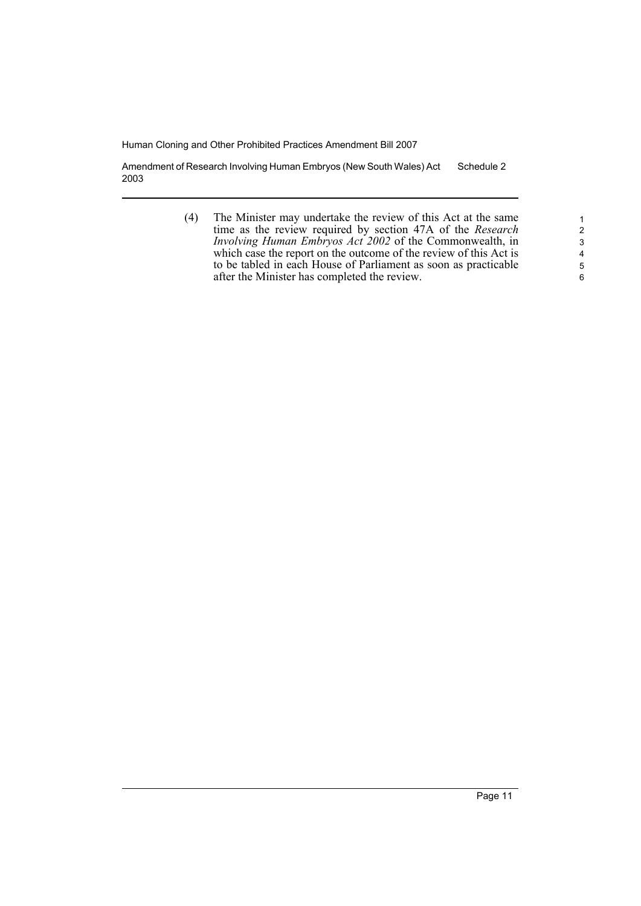(4) The Minister may undertake the review of this Act at the same time as the review required by section 47A of the *Research Involving Human Embryos Act 2002* of the Commonwealth, in which case the report on the outcome of the review of this Act is to be tabled in each House of Parliament as soon as practicable after the Minister has completed the review.